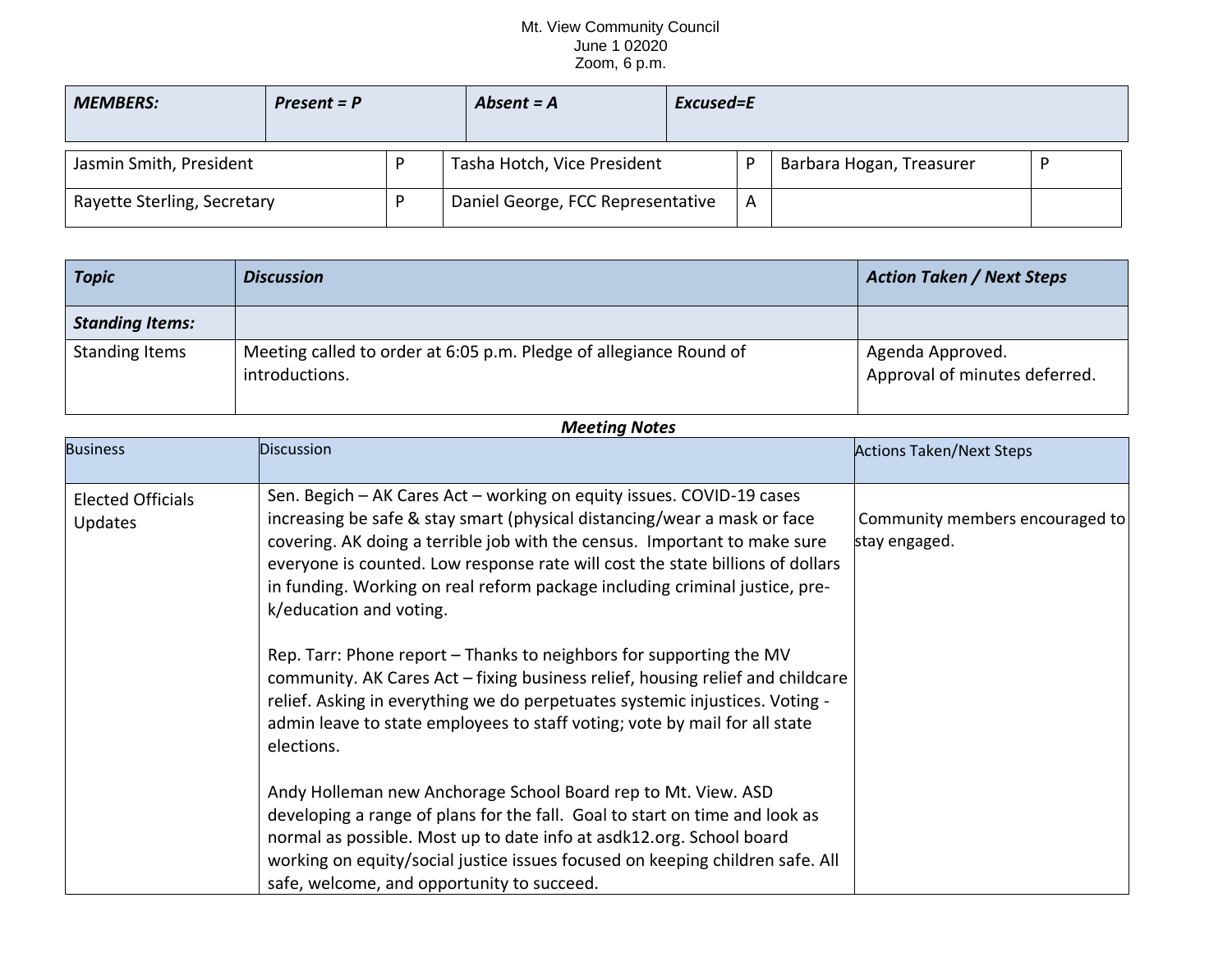Mt. View Community Council
June 1 02020
Zoom, 6 p.m.

| ***MEMBERS:*** | ***Present = P*** | ***Absent = A*** | ***Excused=E*** |
|---|---|---|---|

| | | | | | |
|---|---|---|---|---|---|
| Jasmin Smith, President | P | Tasha Hotch, Vice President | P | Barbara Hogan, Treasurer | P |
| Rayette Sterling, Secretary | P | Daniel George, FCC Representative | A | | |

| ***Topic*** | ***Discussion*** | ***Action Taken / Next Steps*** |
|---|---|---|
| ***Standing Items:*** | | |
| Standing Items | Meeting called to order at 6:05 p.m. Pledge of allegiance Round of introductions. | Agenda Approved.<br>Approval of minutes deferred. |

***Meeting Notes***

| Business | Discussion | Actions Taken/Next Steps |
|---|---|---|
| Elected Officials Updates | Sen. Begich – AK Cares Act – working on equity issues. COVID-19 cases increasing be safe & stay smart (physical distancing/wear a mask or face covering. AK doing a terrible job with the census. Important to make sure everyone is counted. Low response rate will cost the state billions of dollars in funding. Working on real reform package including criminal justice, pre-k/education and voting.<br><br>Rep. Tarr: Phone report – Thanks to neighbors for supporting the MV community. AK Cares Act – fixing business relief, housing relief and childcare relief. Asking in everything we do perpetuates systemic injustices. Voting - admin leave to state employees to staff voting; vote by mail for all state elections.<br><br>Andy Holleman new Anchorage School Board rep to Mt. View. ASD developing a range of plans for the fall. Goal to start on time and look as normal as possible. Most up to date info at asdk12.org. School board working on equity/social justice issues focused on keeping children safe. All safe, welcome, and opportunity to succeed. | Community members encouraged to stay engaged. |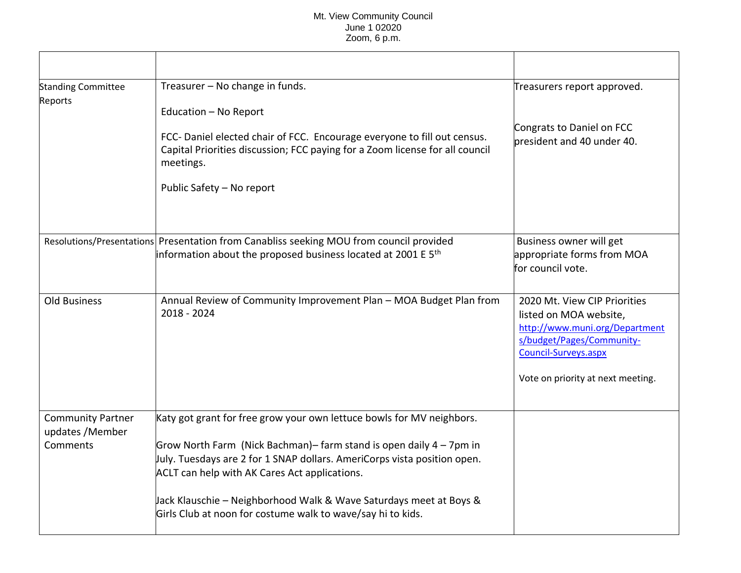Mt. View Community Council
June 1 02020
Zoom, 6 p.m.

| | | |
|---|---|---|
| Standing Committee Reports | Treasurer – No change in funds.<br><br>Education – No Report<br><br>FCC- Daniel elected chair of FCC. Encourage everyone to fill out census. Capital Priorities discussion; FCC paying for a Zoom license for all council meetings.<br><br>Public Safety – No report | Treasurers report approved.<br><br>Congrats to Daniel on FCC president and 40 under 40. |
| Resolutions/Presentations | Presentation from Canabliss seeking MOU from council provided information about the proposed business located at 2001 E 5th | Business owner will get appropriate forms from MOA for council vote. |
| Old Business | Annual Review of Community Improvement Plan – MOA Budget Plan from 2018 - 2024 | 2020 Mt. View CIP Priorities listed on MOA website, http://www.muni.org/Departments/budget/Pages/Community-Council-Surveys.aspx<br><br>Vote on priority at next meeting. |
| Community Partner updates /Member Comments | Katy got grant for free grow your own lettuce bowls for MV neighbors.<br><br>Grow North Farm (Nick Bachman)– farm stand is open daily 4 – 7pm in July. Tuesdays are 2 for 1 SNAP dollars. AmeriCorps vista position open. ACLT can help with AK Cares Act applications.<br><br>Jack Klauschie – Neighborhood Walk & Wave Saturdays meet at Boys & Girls Club at noon for costume walk to wave/say hi to kids. | |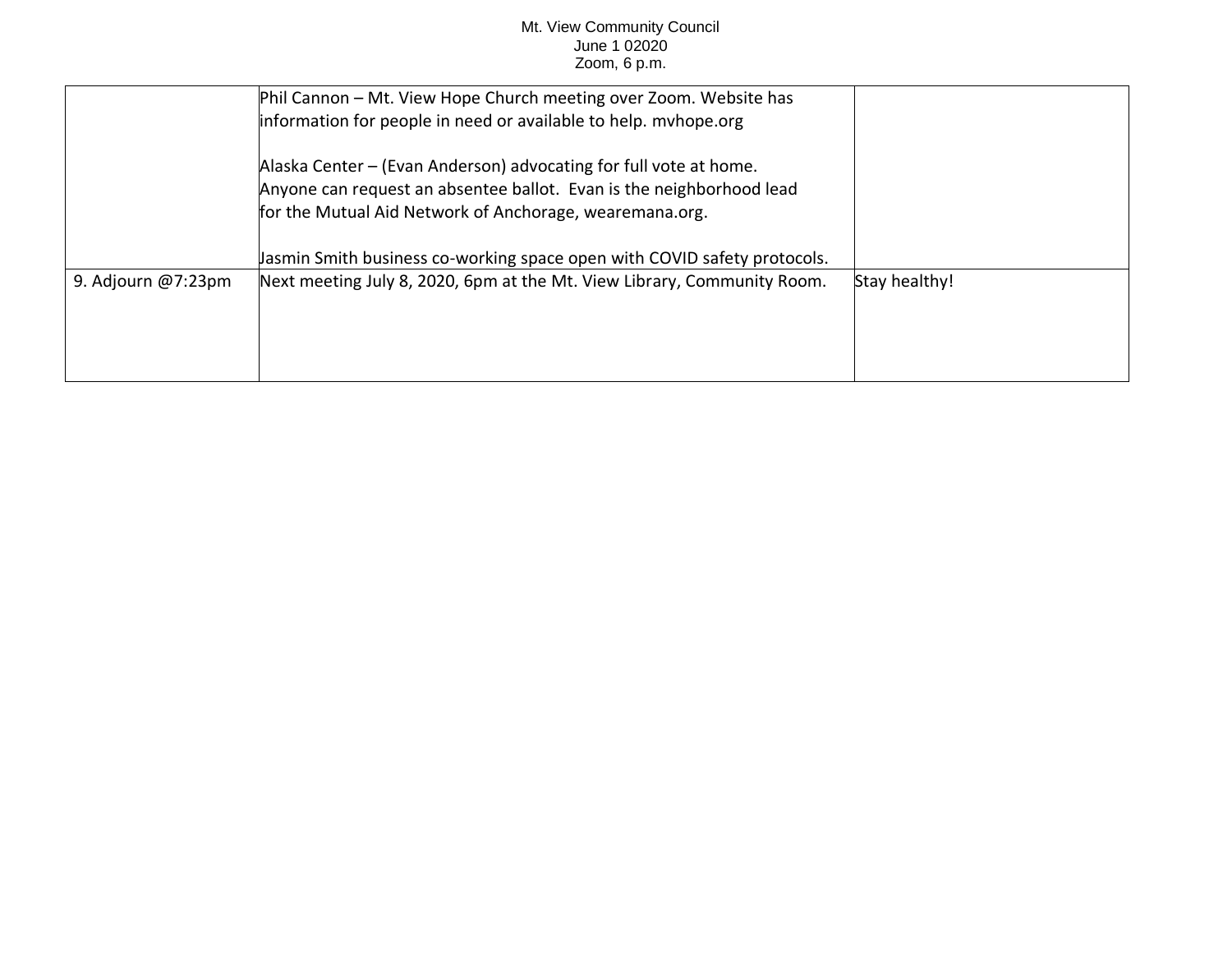| | | |
|---|---|---|
| | Phil Cannon – Mt. View Hope Church meeting over Zoom. Website has information for people in need or available to help. mvhope.org<br><br>Alaska Center – (Evan Anderson) advocating for full vote at home. Anyone can request an absentee ballot. Evan is the neighborhood lead for the Mutual Aid Network of Anchorage, wearemana.org.<br><br>Jasmin Smith business co-working space open with COVID safety protocols. | |
| 9. Adjourn @7:23pm | Next meeting July 8, 2020, 6pm at the Mt. View Library, Community Room. | Stay healthy! |